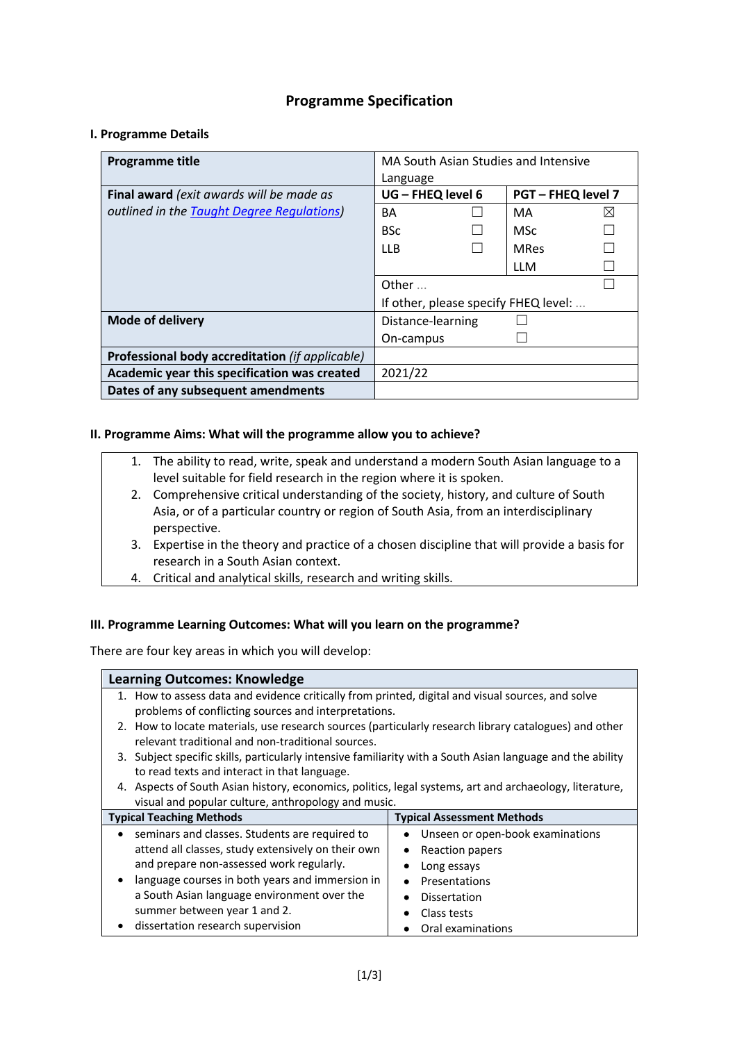# Programme Specification

## I. Programme Details

| **Programme title** | MA South Asian Studies and Intensive Language | | | |
|---|---|---|---|---|
| **Final award** *(exit awards will be made as outlined in the [Taught Degree Regulations](#))* | **UG – FHEQ level 6** | | **PGT – FHEQ level 7** | |
| | BA | ☐ | MA | ☒ |
| | BSc | ☐ | MSc | ☐ |
| | LLB | ☐ | MRes | ☐ |
| | | | LLM | ☐ |
| | Other … | | | ☐ |
| | If other, please specify FHEQ level: … | | | |
| **Mode of delivery** | Distance-learning ☐ | | | |
| | On-campus ☐ | | | |
| **Professional body accreditation** *(if applicable)* | | | | |
| **Academic year this specification was created** | 2021/22 | | | |
| **Dates of any subsequent amendments** | | | | |

## II. Programme Aims: What will the programme allow you to achieve?

1. The ability to read, write, speak and understand a modern South Asian language to a level suitable for field research in the region where it is spoken.
2. Comprehensive critical understanding of the society, history, and culture of South Asia, or of a particular country or region of South Asia, from an interdisciplinary perspective.
3. Expertise in the theory and practice of a chosen discipline that will provide a basis for research in a South Asian context.
4. Critical and analytical skills, research and writing skills.

## III. Programme Learning Outcomes: What will you learn on the programme?

There are four key areas in which you will develop:

### Learning Outcomes: Knowledge

1. How to assess data and evidence critically from printed, digital and visual sources, and solve problems of conflicting sources and interpretations.
2. How to locate materials, use research sources (particularly research library catalogues) and other relevant traditional and non-traditional sources.
3. Subject specific skills, particularly intensive familiarity with a South Asian language and the ability to read texts and interact in that language.
4. Aspects of South Asian history, economics, politics, legal systems, art and archaeology, literature, visual and popular culture, anthropology and music.

| Typical Teaching Methods | Typical Assessment Methods |
|---|---|
| • seminars and classes. Students are required to attend all classes, study extensively on their own and prepare non-assessed work regularly.<br>• language courses in both years and immersion in a South Asian language environment over the summer between year 1 and 2.<br>• dissertation research supervision | • Unseen or open-book examinations<br>• Reaction papers<br>• Long essays<br>• Presentations<br>• Dissertation<br>• Class tests<br>• Oral examinations |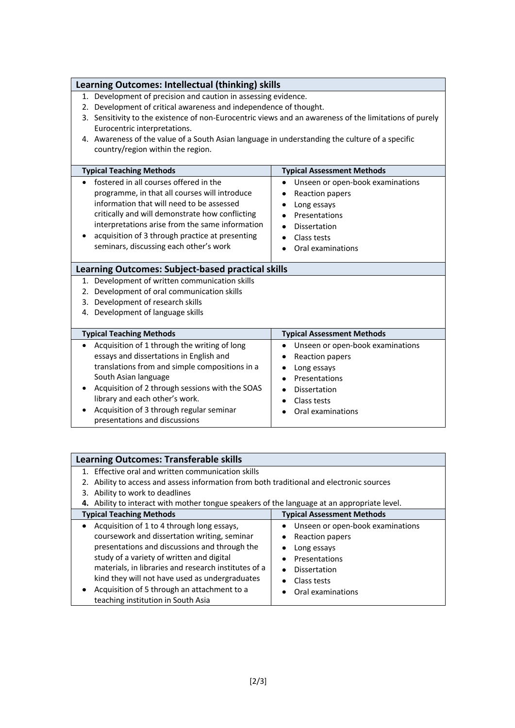## Learning Outcomes: Intellectual (thinking) skills

1. Development of precision and caution in assessing evidence.
2. Development of critical awareness and independence of thought.
3. Sensitivity to the existence of non-Eurocentric views and an awareness of the limitations of purely Eurocentric interpretations.
4. Awareness of the value of a South Asian language in understanding the culture of a specific country/region within the region.

| Typical Teaching Methods | Typical Assessment Methods |
|---|---|
| • fostered in all courses offered in the programme, in that all courses will introduce information that will need to be assessed critically and will demonstrate how conflicting interpretations arise from the same information<br>• acquisition of 3 through practice at presenting seminars, discussing each other's work | • Unseen or open-book examinations<br>• Reaction papers<br>• Long essays<br>• Presentations<br>• Dissertation<br>• Class tests<br>• Oral examinations |

## Learning Outcomes: Subject-based practical skills

1. Development of written communication skills
2. Development of oral communication skills
3. Development of research skills
4. Development of language skills

| Typical Teaching Methods | Typical Assessment Methods |
|---|---|
| • Acquisition of 1 through the writing of long essays and dissertations in English and translations from and simple compositions in a South Asian language<br>• Acquisition of 2 through sessions with the SOAS library and each other's work.<br>• Acquisition of 3 through regular seminar presentations and discussions | • Unseen or open-book examinations<br>• Reaction papers<br>• Long essays<br>• Presentations<br>• Dissertation<br>• Class tests<br>• Oral examinations |

## Learning Outcomes: Transferable skills

1. Effective oral and written communication skills
2. Ability to access and assess information from both traditional and electronic sources
3. Ability to work to deadlines
4. Ability to interact with mother tongue speakers of the language at an appropriate level.

| Typical Teaching Methods | Typical Assessment Methods |
|---|---|
| • Acquisition of 1 to 4 through long essays, coursework and dissertation writing, seminar presentations and discussions and through the study of a variety of written and digital materials, in libraries and research institutes of a kind they will not have used as undergraduates<br>• Acquisition of 5 through an attachment to a teaching institution in South Asia | • Unseen or open-book examinations<br>• Reaction papers<br>• Long essays<br>• Presentations<br>• Dissertation<br>• Class tests<br>• Oral examinations |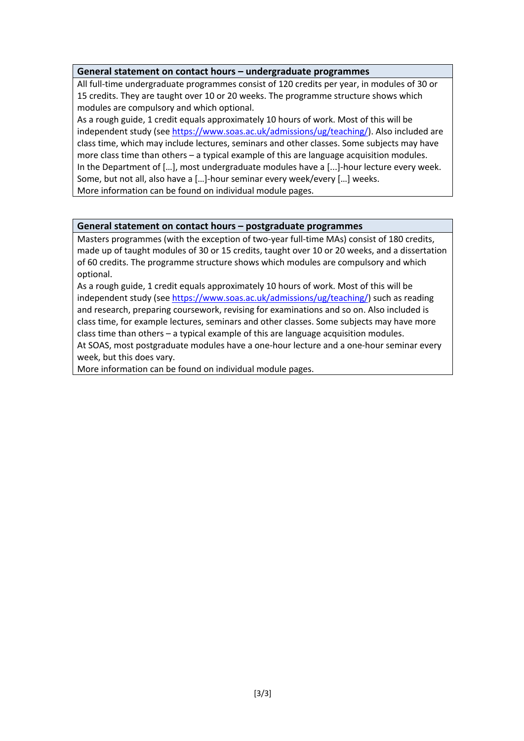### General statement on contact hours – undergraduate programmes

All full-time undergraduate programmes consist of 120 credits per year, in modules of 30 or 15 credits. They are taught over 10 or 20 weeks. The programme structure shows which modules are compulsory and which optional.

As a rough guide, 1 credit equals approximately 10 hours of work. Most of this will be independent study (see https://www.soas.ac.uk/admissions/ug/teaching/). Also included are class time, which may include lectures, seminars and other classes. Some subjects may have more class time than others – a typical example of this are language acquisition modules.

In the Department of […], most undergraduate modules have a [...]-hour lecture every week. Some, but not all, also have a […]-hour seminar every week/every […] weeks.

More information can be found on individual module pages.

### General statement on contact hours – postgraduate programmes

Masters programmes (with the exception of two-year full-time MAs) consist of 180 credits, made up of taught modules of 30 or 15 credits, taught over 10 or 20 weeks, and a dissertation of 60 credits. The programme structure shows which modules are compulsory and which optional.

As a rough guide, 1 credit equals approximately 10 hours of work. Most of this will be independent study (see https://www.soas.ac.uk/admissions/ug/teaching/) such as reading and research, preparing coursework, revising for examinations and so on. Also included is class time, for example lectures, seminars and other classes. Some subjects may have more class time than others – a typical example of this are language acquisition modules.

At SOAS, most postgraduate modules have a one-hour lecture and a one-hour seminar every week, but this does vary.

More information can be found on individual module pages.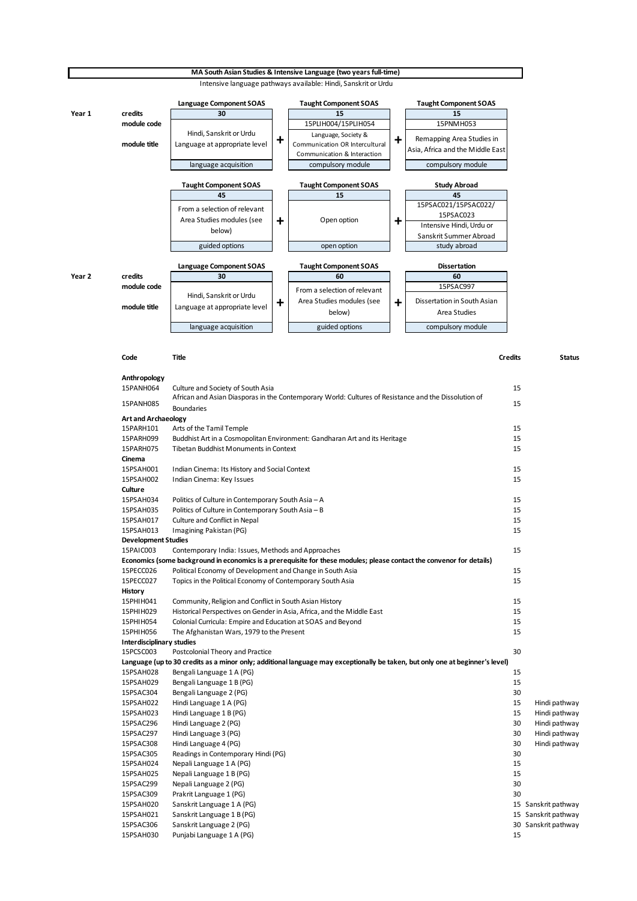**MA South Asian Studies & Intensive Language (two years full-time)**

Intensive language pathways available: Hindi, Sanskrit or Urdu

| | | Language Component SOAS | | Taught Component SOAS | | Taught Component SOAS |
|---|---|---|---|---|---|---|
| **Year 1** | credits | 30 | | 15 | | 15 |
| | module code | | | 15PLIH004/15PLIH054 | | 15PNMH053 |
| | module title | Hindi, Sanskrit or Urdu Language at appropriate level | + | Language, Society & Communication OR Intercultural Communication & Interaction | + | Remapping Area Studies in Asia, Africa and the Middle East |
| | | language acquisition | | compulsory module | | compulsory module |

| | | Taught Component SOAS | | Taught Component SOAS | | Study Abroad |
|---|---|---|---|---|---|---|
| | credits | 45 | | 15 | | 45 |
| | module code | | | | | 15PSAC021/15PSAC022/ 15PSAC023 |
| | module title | From a selection of relevant Area Studies modules (see below) | + | Open option | + | Intensive Hindi, Urdu or Sanskrit Summer Abroad |
| | | guided options | | open option | | study abroad |

| | | Language Component SOAS | | Taught Component SOAS | | Dissertation |
|---|---|---|---|---|---|---|
| **Year 2** | credits | 30 | | 60 | | 60 |
| | module code | | | | | 15PSAC997 |
| | module title | Hindi, Sanskrit or Urdu Language at appropriate level | + | From a selection of relevant Area Studies modules (see below) | + | Dissertation in South Asian Area Studies |
| | | language acquisition | | guided options | | compulsory module |

| Code | Title | Credits | Status |
|---|---|---|---|
| **Anthropology** | | | |
| 15PANH064 | Culture and Society of South Asia | 15 | |
| 15PANH085 | African and Asian Diasporas in the Contemporary World: Cultures of Resistance and the Dissolution of Boundaries | 15 | |
| **Art and Archaeology** | | | |
| 15PARH101 | Arts of the Tamil Temple | 15 | |
| 15PARH099 | Buddhist Art in a Cosmopolitan Environment: Gandharan Art and its Heritage | 15 | |
| 15PARH075 | Tibetan Buddhist Monuments in Context | 15 | |
| **Cinema** | | | |
| 15PSAH001 | Indian Cinema: Its History and Social Context | 15 | |
| 15PSAH002 | Indian Cinema: Key Issues | 15 | |
| **Culture** | | | |
| 15PSAH034 | Politics of Culture in Contemporary South Asia – A | 15 | |
| 15PSAH035 | Politics of Culture in Contemporary South Asia – B | 15 | |
| 15PSAH017 | Culture and Conflict in Nepal | 15 | |
| 15PSAH013 | Imagining Pakistan (PG) | 15 | |
| **Development Studies** | | | |
| 15PAIC003 | Contemporary India: Issues, Methods and Approaches | 15 | |
| **Economics (some background in economics is a prerequisite for these modules; please contact the convenor for details)** | | | |
| 15PECC026 | Political Economy of Development and Change in South Asia | 15 | |
| 15PECC027 | Topics in the Political Economy of Contemporary South Asia | 15 | |
| **History** | | | |
| 15PHIH041 | Community, Religion and Conflict in South Asian History | 15 | |
| 15PHIH029 | Historical Perspectives on Gender in Asia, Africa, and the Middle East | 15 | |
| 15PHIH054 | Colonial Curricula: Empire and Education at SOAS and Beyond | 15 | |
| 15PHIH056 | The Afghanistan Wars, 1979 to the Present | 15 | |
| **Interdisciplinary studies** | | | |
| 15PCSC003 | Postcolonial Theory and Practice | 30 | |
| **Language (up to 30 credits as a minor only; additional language may exceptionally be taken, but only one at beginner's level)** | | | |
| 15PSAH028 | Bengali Language 1 A (PG) | 15 | |
| 15PSAH029 | Bengali Language 1 B (PG) | 15 | |
| 15PSAC304 | Bengali Language 2 (PG) | 30 | |
| 15PSAH022 | Hindi Language 1 A (PG) | 15 | Hindi pathway |
| 15PSAH023 | Hindi Language 1 B (PG) | 15 | Hindi pathway |
| 15PSAC296 | Hindi Language 2 (PG) | 30 | Hindi pathway |
| 15PSAC297 | Hindi Language 3 (PG) | 30 | Hindi pathway |
| 15PSAC308 | Hindi Language 4 (PG) | 30 | Hindi pathway |
| 15PSAC305 | Readings in Contemporary Hindi (PG) | 30 | |
| 15PSAH024 | Nepali Language 1 A (PG) | 15 | |
| 15PSAH025 | Nepali Language 1 B (PG) | 15 | |
| 15PSAC299 | Nepali Language 2 (PG) | 30 | |
| 15PSAC309 | Prakrit Language 1 (PG) | 30 | |
| 15PSAH020 | Sanskrit Language 1 A (PG) | 15 | Sanskrit pathway |
| 15PSAH021 | Sanskrit Language 1 B (PG) | 15 | Sanskrit pathway |
| 15PSAC306 | Sanskrit Language 2 (PG) | 30 | Sanskrit pathway |
| 15PSAH030 | Punjabi Language 1 A (PG) | 15 | |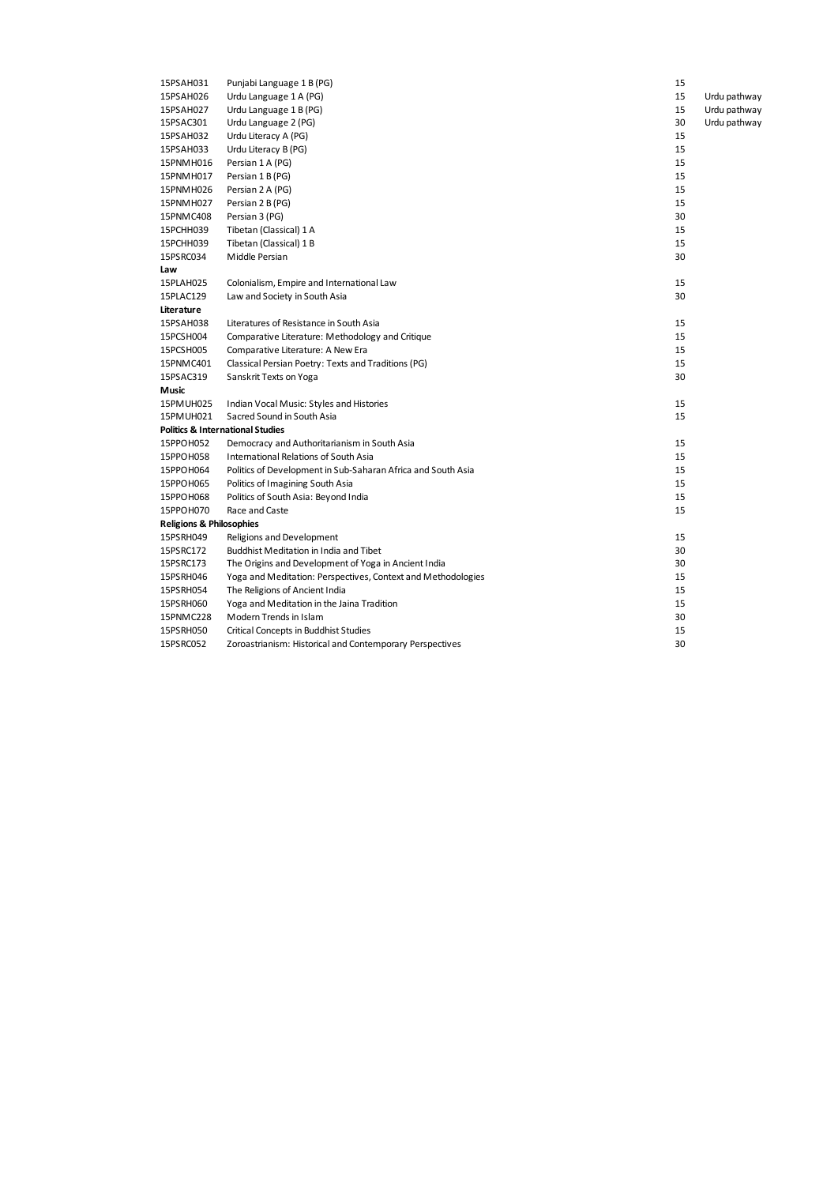| | | | |
|---|---|---|---|
| 15PSAH031 | Punjabi Language 1 B (PG) | 15 | |
| 15PSAH026 | Urdu Language 1 A (PG) | 15 | Urdu pathway |
| 15PSAH027 | Urdu Language 1 B (PG) | 15 | Urdu pathway |
| 15PSAC301 | Urdu Language 2 (PG) | 30 | Urdu pathway |
| 15PSAH032 | Urdu Literacy A (PG) | 15 | |
| 15PSAH033 | Urdu Literacy B (PG) | 15 | |
| 15PNMH016 | Persian 1 A (PG) | 15 | |
| 15PNMH017 | Persian 1 B (PG) | 15 | |
| 15PNMH026 | Persian 2 A (PG) | 15 | |
| 15PNMH027 | Persian 2 B (PG) | 15 | |
| 15PNMC408 | Persian 3 (PG) | 30 | |
| 15PCHH039 | Tibetan (Classical) 1 A | 15 | |
| 15PCHH039 | Tibetan (Classical) 1 B | 15 | |
| 15PSRC034 | Middle Persian | 30 | |
| **Law** | | | |
| 15PLAH025 | Colonialism, Empire and International Law | 15 | |
| 15PLAC129 | Law and Society in South Asia | 30 | |
| **Literature** | | | |
| 15PSAH038 | Literatures of Resistance in South Asia | 15 | |
| 15PCSH004 | Comparative Literature: Methodology and Critique | 15 | |
| 15PCSH005 | Comparative Literature: A New Era | 15 | |
| 15PNMC401 | Classical Persian Poetry: Texts and Traditions (PG) | 15 | |
| 15PSAC319 | Sanskrit Texts on Yoga | 30 | |
| **Music** | | | |
| 15PMUH025 | Indian Vocal Music: Styles and Histories | 15 | |
| 15PMUH021 | Sacred Sound in South Asia | 15 | |
| **Politics & International Studies** | | | |
| 15PPOH052 | Democracy and Authoritarianism in South Asia | 15 | |
| 15PPOH058 | International Relations of South Asia | 15 | |
| 15PPOH064 | Politics of Development in Sub-Saharan Africa and South Asia | 15 | |
| 15PPOH065 | Politics of Imagining South Asia | 15 | |
| 15PPOH068 | Politics of South Asia: Beyond India | 15 | |
| 15PPOH070 | Race and Caste | 15 | |
| **Religions & Philosophies** | | | |
| 15PSRH049 | Religions and Development | 15 | |
| 15PSRC172 | Buddhist Meditation in India and Tibet | 30 | |
| 15PSRC173 | The Origins and Development of Yoga in Ancient India | 30 | |
| 15PSRH046 | Yoga and Meditation: Perspectives, Context and Methodologies | 15 | |
| 15PSRH054 | The Religions of Ancient India | 15 | |
| 15PSRH060 | Yoga and Meditation in the Jaina Tradition | 15 | |
| 15PNMC228 | Modern Trends in Islam | 30 | |
| 15PSRH050 | Critical Concepts in Buddhist Studies | 15 | |
| 15PSRC052 | Zoroastrianism: Historical and Contemporary Perspectives | 30 | |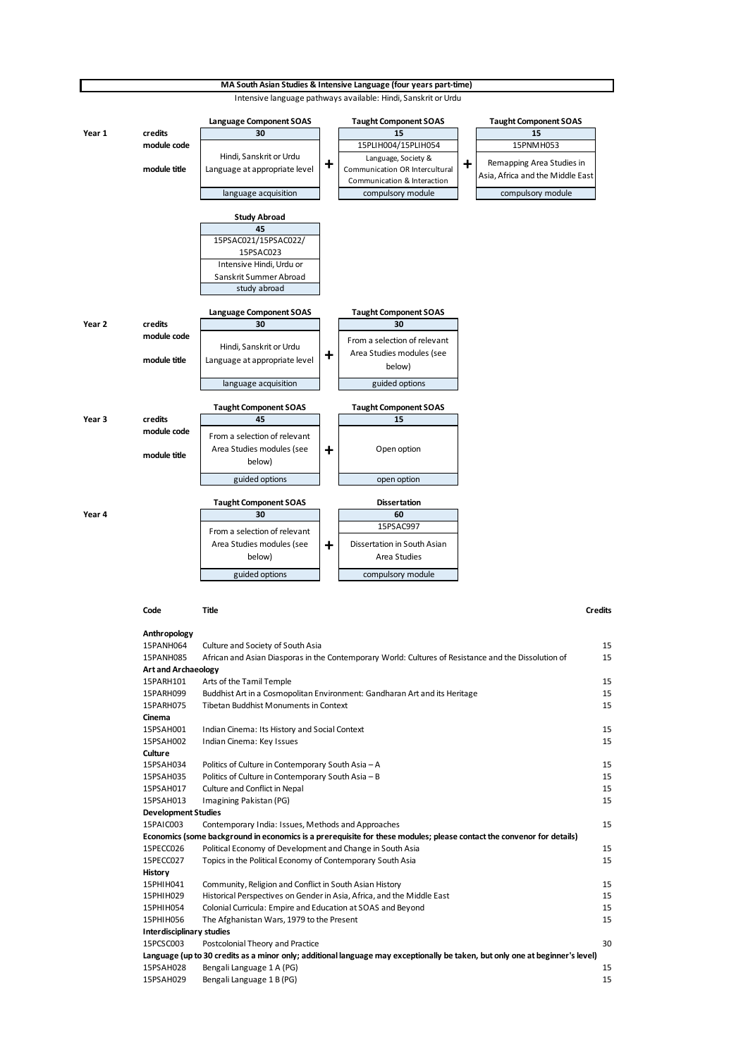# MA South Asian Studies & Intensive Language (four years part-time)

Intensive language pathways available: Hindi, Sanskrit or Urdu

## Year 1

| | Language Component SOAS | | Taught Component SOAS | | Taught Component SOAS |
|---|---|---|---|---|---|
| credits | 30 | | 15 | | 15 |
| module code | | | 15PLIH004/15PLIH054 | | 15PNMH053 |
| module title | Hindi, Sanskrit or Urdu Language at appropriate level | + | Language, Society & Communication OR Intercultural Communication & Interaction | + | Remapping Area Studies in Asia, Africa and the Middle East |
| | language acquisition | | compulsory module | | compulsory module |

| Study Abroad |
|---|
| 45 |
| 15PSAC021/15PSAC022/ 15PSAC023 |
| Intensive Hindi, Urdu or Sanskrit Summer Abroad |
| study abroad |

## Year 2

| | Language Component SOAS | | Taught Component SOAS |
|---|---|---|---|
| credits | 30 | | 30 |
| module code | | | |
| module title | Hindi, Sanskrit or Urdu Language at appropriate level | + | From a selection of relevant Area Studies modules (see below) |
| | language acquisition | | guided options |

## Year 3

| | Taught Component SOAS | | Taught Component SOAS |
|---|---|---|---|
| credits | 45 | | 15 |
| module code | | | |
| module title | From a selection of relevant Area Studies modules (see below) | + | Open option |
| | guided options | | open option |

## Year 4

| | Taught Component SOAS | | Dissertation |
|---|---|---|---|
| | 30 | | 60 |
| | | | 15PSAC997 |
| | From a selection of relevant Area Studies modules (see below) | + | Dissertation in South Asian Area Studies |
| | guided options | | compulsory module |

| Code | Title | Credits |
|---|---|---|
| **Anthropology** | | |
| 15PANH064 | Culture and Society of South Asia | 15 |
| 15PANH085 | African and Asian Diasporas in the Contemporary World: Cultures of Resistance and the Dissolution of | 15 |
| **Art and Archaeology** | | |
| 15PARH101 | Arts of the Tamil Temple | 15 |
| 15PARH099 | Buddhist Art in a Cosmopolitan Environment: Gandharan Art and its Heritage | 15 |
| 15PARH075 | Tibetan Buddhist Monuments in Context | 15 |
| **Cinema** | | |
| 15PSAH001 | Indian Cinema: Its History and Social Context | 15 |
| 15PSAH002 | Indian Cinema: Key Issues | 15 |
| **Culture** | | |
| 15PSAH034 | Politics of Culture in Contemporary South Asia – A | 15 |
| 15PSAH035 | Politics of Culture in Contemporary South Asia – B | 15 |
| 15PSAH017 | Culture and Conflict in Nepal | 15 |
| 15PSAH013 | Imagining Pakistan (PG) | 15 |
| **Development Studies** | | |
| 15PAIC003 | Contemporary India: Issues, Methods and Approaches | 15 |
| **Economics (some background in economics is a prerequisite for these modules; please contact the convenor for details)** | | |
| 15PECC026 | Political Economy of Development and Change in South Asia | 15 |
| 15PECC027 | Topics in the Political Economy of Contemporary South Asia | 15 |
| **History** | | |
| 15PHIH041 | Community, Religion and Conflict in South Asian History | 15 |
| 15PHIH029 | Historical Perspectives on Gender in Asia, Africa, and the Middle East | 15 |
| 15PHIH054 | Colonial Curricula: Empire and Education at SOAS and Beyond | 15 |
| 15PHIH056 | The Afghanistan Wars, 1979 to the Present | 15 |
| **Interdisciplinary studies** | | |
| 15PCSC003 | Postcolonial Theory and Practice | 30 |
| **Language (up to 30 credits as a minor only; additional language may exceptionally be taken, but only one at beginner's level)** | | |
| 15PSAH028 | Bengali Language 1 A (PG) | 15 |
| 15PSAH029 | Bengali Language 1 B (PG) | 15 |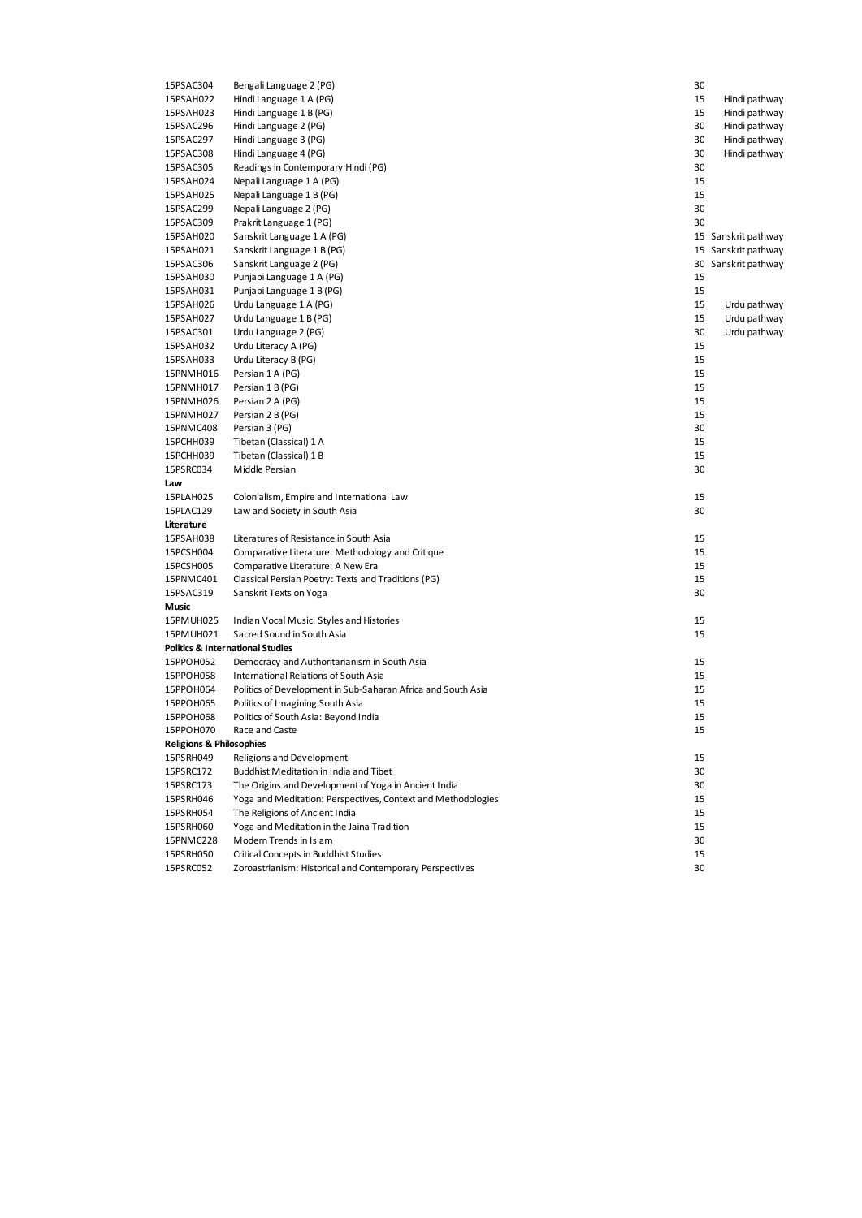| | | | |
|---|---|---|---|
| 15PSAC304 | Bengali Language 2 (PG) | 30 | |
| 15PSAH022 | Hindi Language 1 A (PG) | 15 | Hindi pathway |
| 15PSAH023 | Hindi Language 1 B (PG) | 15 | Hindi pathway |
| 15PSAC296 | Hindi Language 2 (PG) | 30 | Hindi pathway |
| 15PSAC297 | Hindi Language 3 (PG) | 30 | Hindi pathway |
| 15PSAC308 | Hindi Language 4 (PG) | 30 | Hindi pathway |
| 15PSAC305 | Readings in Contemporary Hindi (PG) | 30 | |
| 15PSAH024 | Nepali Language 1 A (PG) | 15 | |
| 15PSAH025 | Nepali Language 1 B (PG) | 15 | |
| 15PSAC299 | Nepali Language 2 (PG) | 30 | |
| 15PSAC309 | Prakrit Language 1 (PG) | 30 | |
| 15PSAH020 | Sanskrit Language 1 A (PG) | 15 | Sanskrit pathway |
| 15PSAH021 | Sanskrit Language 1 B (PG) | 15 | Sanskrit pathway |
| 15PSAC306 | Sanskrit Language 2 (PG) | 30 | Sanskrit pathway |
| 15PSAH030 | Punjabi Language 1 A (PG) | 15 | |
| 15PSAH031 | Punjabi Language 1 B (PG) | 15 | |
| 15PSAH026 | Urdu Language 1 A (PG) | 15 | Urdu pathway |
| 15PSAH027 | Urdu Language 1 B (PG) | 15 | Urdu pathway |
| 15PSAC301 | Urdu Language 2 (PG) | 30 | Urdu pathway |
| 15PSAH032 | Urdu Literacy A (PG) | 15 | |
| 15PSAH033 | Urdu Literacy B (PG) | 15 | |
| 15PNMH016 | Persian 1 A (PG) | 15 | |
| 15PNMH017 | Persian 1 B (PG) | 15 | |
| 15PNMH026 | Persian 2 A (PG) | 15 | |
| 15PNMH027 | Persian 2 B (PG) | 15 | |
| 15PNMC408 | Persian 3 (PG) | 30 | |
| 15PCHH039 | Tibetan (Classical) 1 A | 15 | |
| 15PCHH039 | Tibetan (Classical) 1 B | 15 | |
| 15PSRC034 | Middle Persian | 30 | |
| **Law** | | | |
| 15PLAH025 | Colonialism, Empire and International Law | 15 | |
| 15PLAC129 | Law and Society in South Asia | 30 | |
| **Literature** | | | |
| 15PSAH038 | Literatures of Resistance in South Asia | 15 | |
| 15PCSH004 | Comparative Literature: Methodology and Critique | 15 | |
| 15PCSH005 | Comparative Literature: A New Era | 15 | |
| 15PNMC401 | Classical Persian Poetry: Texts and Traditions (PG) | 15 | |
| 15PSAC319 | Sanskrit Texts on Yoga | 30 | |
| **Music** | | | |
| 15PMUH025 | Indian Vocal Music: Styles and Histories | 15 | |
| 15PMUH021 | Sacred Sound in South Asia | 15 | |
| **Politics & International Studies** | | | |
| 15PPOH052 | Democracy and Authoritarianism in South Asia | 15 | |
| 15PPOH058 | International Relations of South Asia | 15 | |
| 15PPOH064 | Politics of Development in Sub-Saharan Africa and South Asia | 15 | |
| 15PPOH065 | Politics of Imagining South Asia | 15 | |
| 15PPOH068 | Politics of South Asia: Beyond India | 15 | |
| 15PPOH070 | Race and Caste | 15 | |
| **Religions & Philosophies** | | | |
| 15PSRH049 | Religions and Development | 15 | |
| 15PSRC172 | Buddhist Meditation in India and Tibet | 30 | |
| 15PSRC173 | The Origins and Development of Yoga in Ancient India | 30 | |
| 15PSRH046 | Yoga and Meditation: Perspectives, Context and Methodologies | 15 | |
| 15PSRH054 | The Religions of Ancient India | 15 | |
| 15PSRH060 | Yoga and Meditation in the Jaina Tradition | 15 | |
| 15PNMC228 | Modern Trends in Islam | 30 | |
| 15PSRH050 | Critical Concepts in Buddhist Studies | 15 | |
| 15PSRC052 | Zoroastrianism: Historical and Contemporary Perspectives | 30 | |